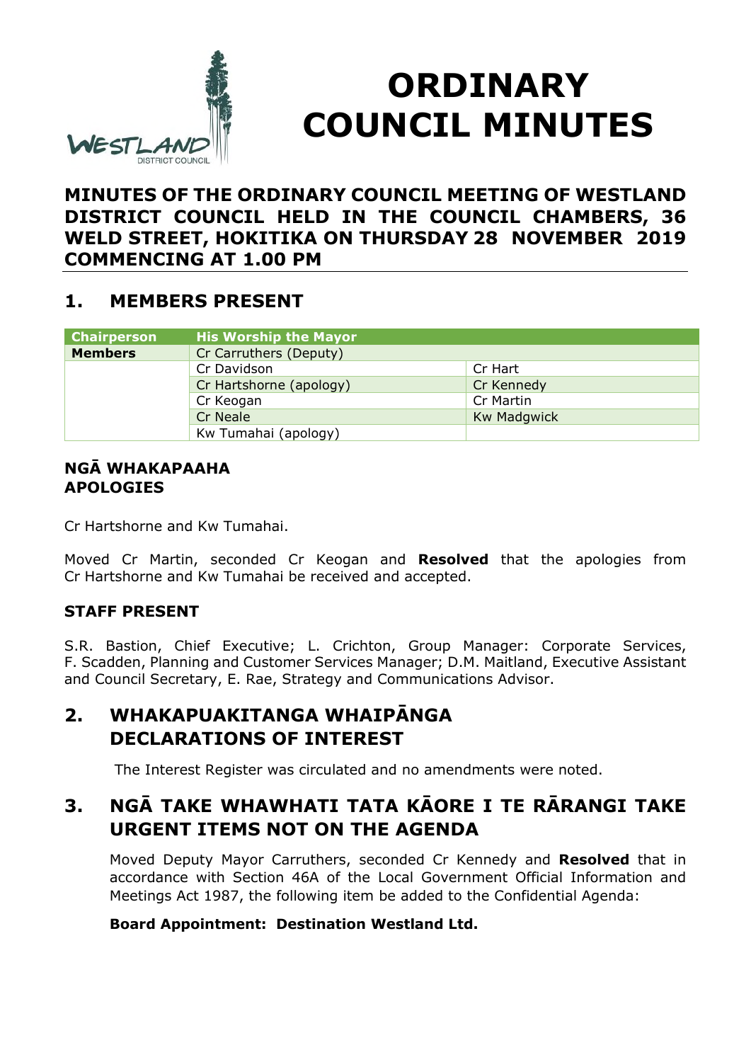# ORDINARY COUNCIL MINUTES

## MINUTES OF THE ORDINARY COUNCIL MEETING OF WESTLAND DISTRICT COUNCIL HELD IN THE COUNCIL CHAMBERS, 36 WELD STREET, HOKITIKA ON THURSDAY 28 NOVEMBER 2019 COMMENCING AT 1.00 PM

## 1. MEMBERS PRESENT

| Chairperson | His Worship the Mayor | |
|---|---|---|
| **Members** | Cr Carruthers (Deputy) | |
| | Cr Davidson | Cr Hart |
| | Cr Hartshorne (apology) | Cr Kennedy |
| | Cr Keogan | Cr Martin |
| | Cr Neale | Kw Madgwick |
| | Kw Tumahai (apology) | |

### NGĀ WHAKAPAAHA
### APOLOGIES

Cr Hartshorne and Kw Tumahai.

Moved Cr Martin, seconded Cr Keogan and **Resolved** that the apologies from Cr Hartshorne and Kw Tumahai be received and accepted.

### STAFF PRESENT

S.R. Bastion, Chief Executive; L. Crichton, Group Manager: Corporate Services, F. Scadden, Planning and Customer Services Manager; D.M. Maitland, Executive Assistant and Council Secretary, E. Rae, Strategy and Communications Advisor.

## 2. WHAKAPUAKITANGA WHAIPĀNGA
## DECLARATIONS OF INTEREST

The Interest Register was circulated and no amendments were noted.

## 3. NGĀ TAKE WHAWHATI TATA KĀORE I TE RĀRANGI TAKE
## URGENT ITEMS NOT ON THE AGENDA

Moved Deputy Mayor Carruthers, seconded Cr Kennedy and **Resolved** that in accordance with Section 46A of the Local Government Official Information and Meetings Act 1987, the following item be added to the Confidential Agenda:

**Board Appointment: Destination Westland Ltd.**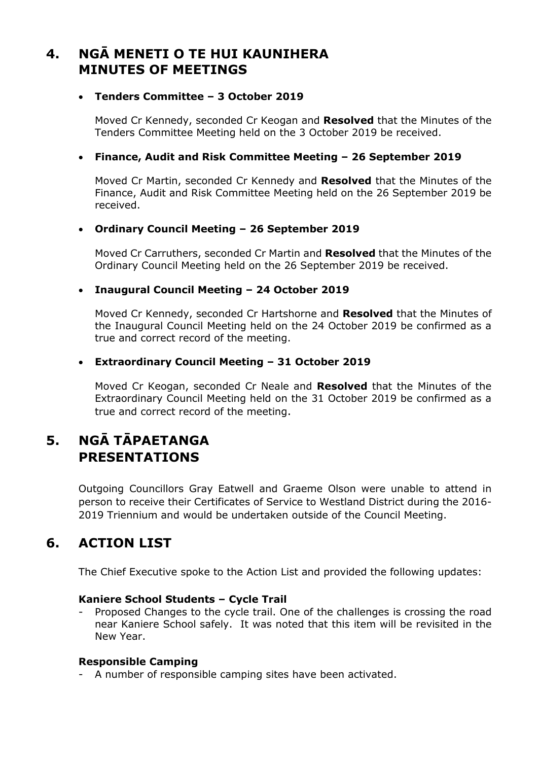## 4. NGĀ MENETI O TE HUI KAUNIHERA MINUTES OF MEETINGS

- **Tenders Committee – 3 October 2019**

  Moved Cr Kennedy, seconded Cr Keogan and **Resolved** that the Minutes of the Tenders Committee Meeting held on the 3 October 2019 be received.

- **Finance, Audit and Risk Committee Meeting – 26 September 2019**

  Moved Cr Martin, seconded Cr Kennedy and **Resolved** that the Minutes of the Finance, Audit and Risk Committee Meeting held on the 26 September 2019 be received.

- **Ordinary Council Meeting – 26 September 2019**

  Moved Cr Carruthers, seconded Cr Martin and **Resolved** that the Minutes of the Ordinary Council Meeting held on the 26 September 2019 be received.

- **Inaugural Council Meeting – 24 October 2019**

  Moved Cr Kennedy, seconded Cr Hartshorne and **Resolved** that the Minutes of the Inaugural Council Meeting held on the 24 October 2019 be confirmed as a true and correct record of the meeting.

- **Extraordinary Council Meeting – 31 October 2019**

  Moved Cr Keogan, seconded Cr Neale and **Resolved** that the Minutes of the Extraordinary Council Meeting held on the 31 October 2019 be confirmed as a true and correct record of the meeting.

## 5. NGĀ TĀPAETANGA PRESENTATIONS

Outgoing Councillors Gray Eatwell and Graeme Olson were unable to attend in person to receive their Certificates of Service to Westland District during the 2016-2019 Triennium and would be undertaken outside of the Council Meeting.

## 6. ACTION LIST

The Chief Executive spoke to the Action List and provided the following updates:

**Kaniere School Students – Cycle Trail**

- Proposed Changes to the cycle trail. One of the challenges is crossing the road near Kaniere School safely. It was noted that this item will be revisited in the New Year.

**Responsible Camping**

- A number of responsible camping sites have been activated.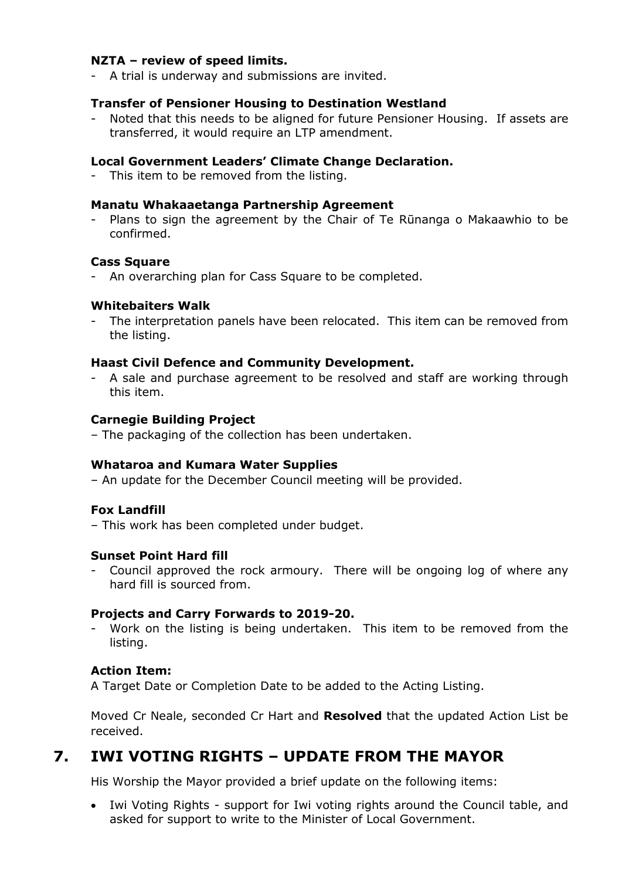**NZTA – review of speed limits.**

- A trial is underway and submissions are invited.

**Transfer of Pensioner Housing to Destination Westland**

- Noted that this needs to be aligned for future Pensioner Housing. If assets are transferred, it would require an LTP amendment.

**Local Government Leaders' Climate Change Declaration.**

- This item to be removed from the listing.

**Manatu Whakaaetanga Partnership Agreement**

- Plans to sign the agreement by the Chair of Te Rūnanga o Makaawhio to be confirmed.

**Cass Square**

- An overarching plan for Cass Square to be completed.

**Whitebaiters Walk**

- The interpretation panels have been relocated. This item can be removed from the listing.

**Haast Civil Defence and Community Development.**

- A sale and purchase agreement to be resolved and staff are working through this item.

**Carnegie Building Project**

– The packaging of the collection has been undertaken.

**Whataroa and Kumara Water Supplies**

– An update for the December Council meeting will be provided.

**Fox Landfill**

– This work has been completed under budget.

**Sunset Point Hard fill**

- Council approved the rock armoury. There will be ongoing log of where any hard fill is sourced from.

**Projects and Carry Forwards to 2019-20.**

- Work on the listing is being undertaken. This item to be removed from the listing.

**Action Item:**

A Target Date or Completion Date to be added to the Acting Listing.

Moved Cr Neale, seconded Cr Hart and **Resolved** that the updated Action List be received.

## 7. IWI VOTING RIGHTS – UPDATE FROM THE MAYOR

His Worship the Mayor provided a brief update on the following items:

- Iwi Voting Rights - support for Iwi voting rights around the Council table, and asked for support to write to the Minister of Local Government.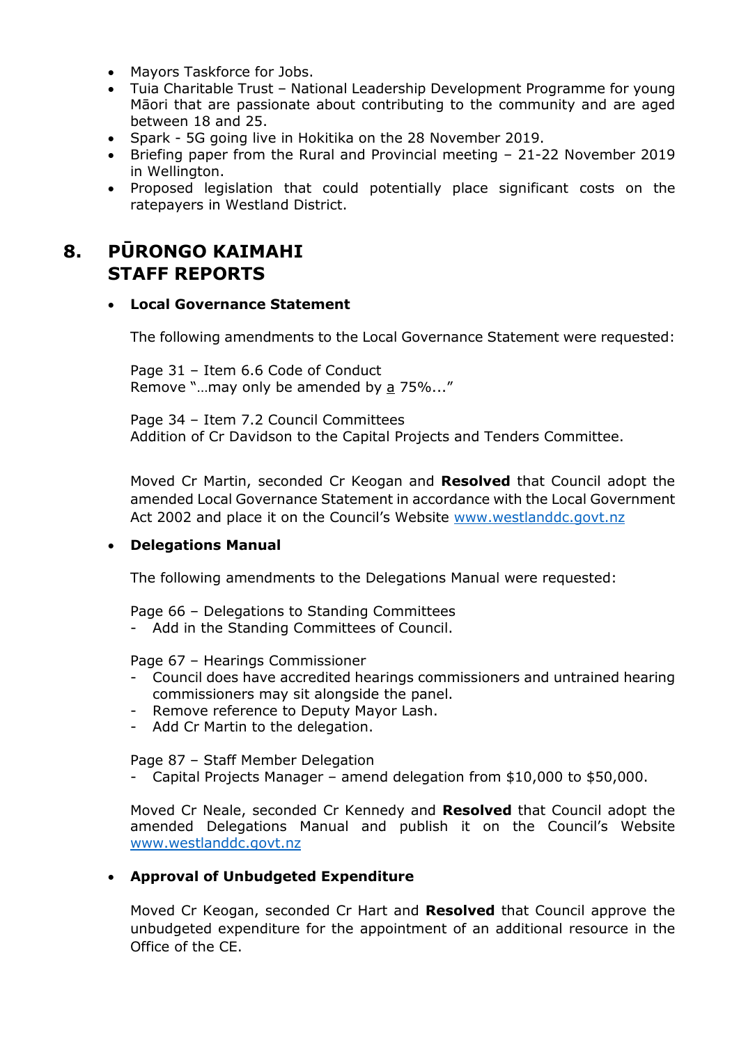- Mayors Taskforce for Jobs.
- Tuia Charitable Trust – National Leadership Development Programme for young Māori that are passionate about contributing to the community and are aged between 18 and 25.
- Spark - 5G going live in Hokitika on the 28 November 2019.
- Briefing paper from the Rural and Provincial meeting – 21-22 November 2019 in Wellington.
- Proposed legislation that could potentially place significant costs on the ratepayers in Westland District.

## 8. PŪRONGO KAIMAHI STAFF REPORTS

- **Local Governance Statement**

  The following amendments to the Local Governance Statement were requested:

  Page 31 – Item 6.6 Code of Conduct
  Remove "…may only be amended by a 75%..."

  Page 34 – Item 7.2 Council Committees
  Addition of Cr Davidson to the Capital Projects and Tenders Committee.

  Moved Cr Martin, seconded Cr Keogan and **Resolved** that Council adopt the amended Local Governance Statement in accordance with the Local Government Act 2002 and place it on the Council's Website www.westlanddc.govt.nz

- **Delegations Manual**

  The following amendments to the Delegations Manual were requested:

  Page 66 – Delegations to Standing Committees
  - Add in the Standing Committees of Council.

  Page 67 – Hearings Commissioner
  - Council does have accredited hearings commissioners and untrained hearing commissioners may sit alongside the panel.
  - Remove reference to Deputy Mayor Lash.
  - Add Cr Martin to the delegation.

  Page 87 – Staff Member Delegation
  - Capital Projects Manager – amend delegation from $10,000 to $50,000.

  Moved Cr Neale, seconded Cr Kennedy and **Resolved** that Council adopt the amended Delegations Manual and publish it on the Council's Website www.westlanddc.govt.nz

- **Approval of Unbudgeted Expenditure**

  Moved Cr Keogan, seconded Cr Hart and **Resolved** that Council approve the unbudgeted expenditure for the appointment of an additional resource in the Office of the CE.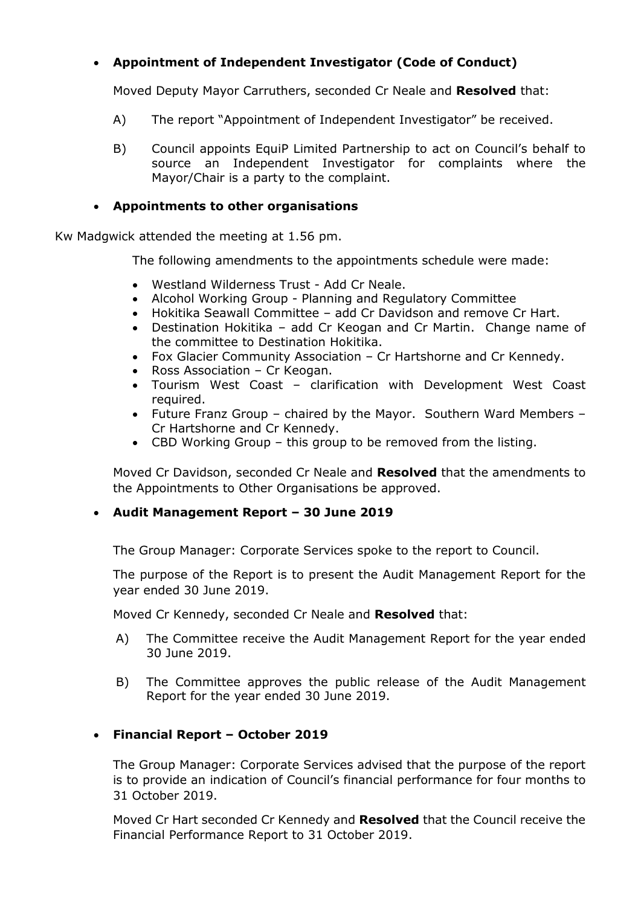- **Appointment of Independent Investigator (Code of Conduct)**

  Moved Deputy Mayor Carruthers, seconded Cr Neale and **Resolved** that:

  A) The report "Appointment of Independent Investigator" be received.

  B) Council appoints EquiP Limited Partnership to act on Council's behalf to source an Independent Investigator for complaints where the Mayor/Chair is a party to the complaint.

- **Appointments to other organisations**

Kw Madgwick attended the meeting at 1.56 pm.

  The following amendments to the appointments schedule were made:

  - Westland Wilderness Trust - Add Cr Neale.
  - Alcohol Working Group - Planning and Regulatory Committee
  - Hokitika Seawall Committee – add Cr Davidson and remove Cr Hart.
  - Destination Hokitika – add Cr Keogan and Cr Martin. Change name of the committee to Destination Hokitika.
  - Fox Glacier Community Association – Cr Hartshorne and Cr Kennedy.
  - Ross Association – Cr Keogan.
  - Tourism West Coast – clarification with Development West Coast required.
  - Future Franz Group – chaired by the Mayor. Southern Ward Members – Cr Hartshorne and Cr Kennedy.
  - CBD Working Group – this group to be removed from the listing.

  Moved Cr Davidson, seconded Cr Neale and **Resolved** that the amendments to the Appointments to Other Organisations be approved.

- **Audit Management Report – 30 June 2019**

  The Group Manager: Corporate Services spoke to the report to Council.

  The purpose of the Report is to present the Audit Management Report for the year ended 30 June 2019.

  Moved Cr Kennedy, seconded Cr Neale and **Resolved** that:

  A) The Committee receive the Audit Management Report for the year ended 30 June 2019.

  B) The Committee approves the public release of the Audit Management Report for the year ended 30 June 2019.

- **Financial Report – October 2019**

  The Group Manager: Corporate Services advised that the purpose of the report is to provide an indication of Council's financial performance for four months to 31 October 2019.

  Moved Cr Hart seconded Cr Kennedy and **Resolved** that the Council receive the Financial Performance Report to 31 October 2019.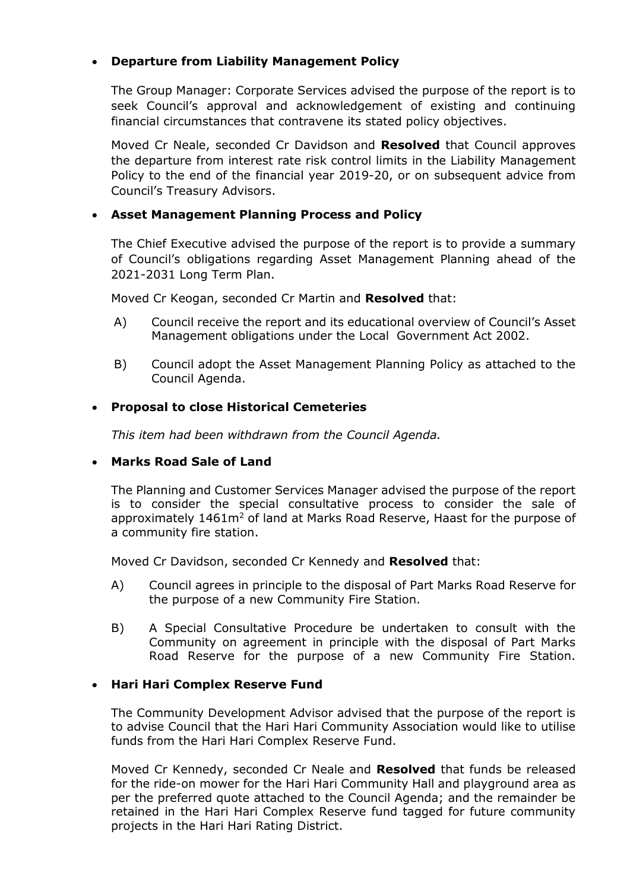- **Departure from Liability Management Policy**

  The Group Manager: Corporate Services advised the purpose of the report is to seek Council's approval and acknowledgement of existing and continuing financial circumstances that contravene its stated policy objectives.

  Moved Cr Neale, seconded Cr Davidson and **Resolved** that Council approves the departure from interest rate risk control limits in the Liability Management Policy to the end of the financial year 2019-20, or on subsequent advice from Council's Treasury Advisors.

- **Asset Management Planning Process and Policy**

  The Chief Executive advised the purpose of the report is to provide a summary of Council's obligations regarding Asset Management Planning ahead of the 2021-2031 Long Term Plan.

  Moved Cr Keogan, seconded Cr Martin and **Resolved** that:

  A) Council receive the report and its educational overview of Council's Asset Management obligations under the Local Government Act 2002.

  B) Council adopt the Asset Management Planning Policy as attached to the Council Agenda.

- **Proposal to close Historical Cemeteries**

  *This item had been withdrawn from the Council Agenda.*

- **Marks Road Sale of Land**

  The Planning and Customer Services Manager advised the purpose of the report is to consider the special consultative process to consider the sale of approximately 1461m$^2$ of land at Marks Road Reserve, Haast for the purpose of a community fire station.

  Moved Cr Davidson, seconded Cr Kennedy and **Resolved** that:

  A) Council agrees in principle to the disposal of Part Marks Road Reserve for the purpose of a new Community Fire Station.

  B) A Special Consultative Procedure be undertaken to consult with the Community on agreement in principle with the disposal of Part Marks Road Reserve for the purpose of a new Community Fire Station.

- **Hari Hari Complex Reserve Fund**

  The Community Development Advisor advised that the purpose of the report is to advise Council that the Hari Hari Community Association would like to utilise funds from the Hari Hari Complex Reserve Fund.

  Moved Cr Kennedy, seconded Cr Neale and **Resolved** that funds be released for the ride-on mower for the Hari Hari Community Hall and playground area as per the preferred quote attached to the Council Agenda; and the remainder be retained in the Hari Hari Complex Reserve fund tagged for future community projects in the Hari Hari Rating District.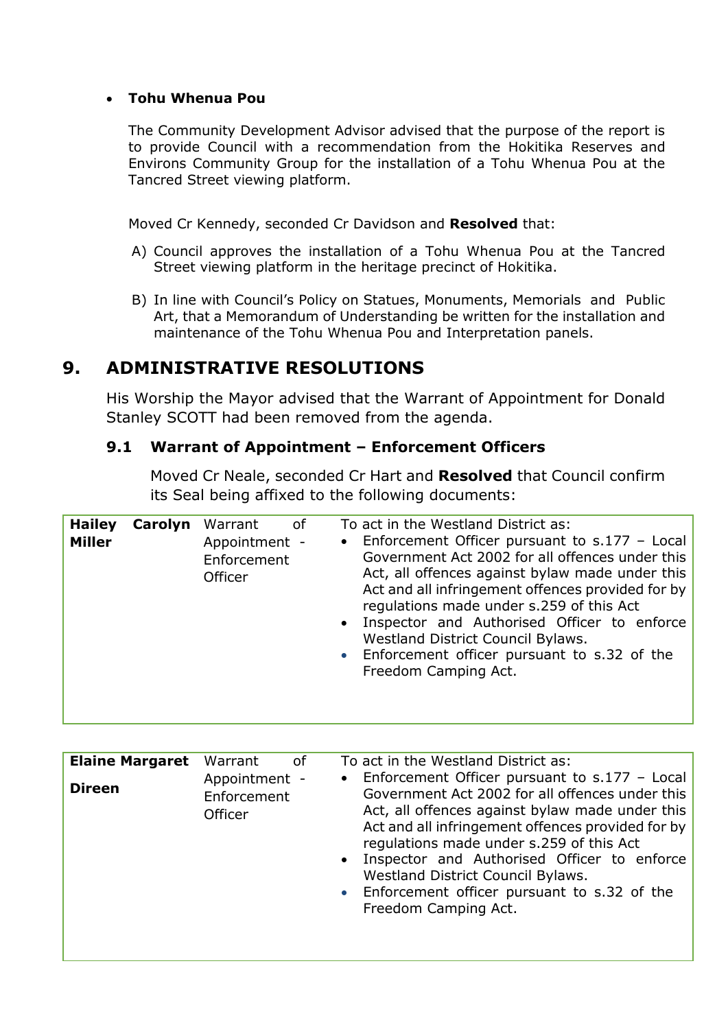- **Tohu Whenua Pou**

  The Community Development Advisor advised that the purpose of the report is to provide Council with a recommendation from the Hokitika Reserves and Environs Community Group for the installation of a Tohu Whenua Pou at the Tancred Street viewing platform.

  Moved Cr Kennedy, seconded Cr Davidson and **Resolved** that:

  A) Council approves the installation of a Tohu Whenua Pou at the Tancred Street viewing platform in the heritage precinct of Hokitika.

  B) In line with Council's Policy on Statues, Monuments, Memorials and Public Art, that a Memorandum of Understanding be written for the installation and maintenance of the Tohu Whenua Pou and Interpretation panels.

## 9. ADMINISTRATIVE RESOLUTIONS

His Worship the Mayor advised that the Warrant of Appointment for Donald Stanley SCOTT had been removed from the agenda.

### 9.1 Warrant of Appointment – Enforcement Officers

Moved Cr Neale, seconded Cr Hart and **Resolved** that Council confirm its Seal being affixed to the following documents:

| **Hailey Carolyn Miller** | Warrant of Appointment - Enforcement Officer | To act in the Westland District as:<br>• Enforcement Officer pursuant to s.177 – Local Government Act 2002 for all offences under this Act, all offences against bylaw made under this Act and all infringement offences provided for by regulations made under s.259 of this Act<br>• Inspector and Authorised Officer to enforce Westland District Council Bylaws.<br>• Enforcement officer pursuant to s.32 of the Freedom Camping Act. |
|---|---|---|

| **Elaine Margaret Direen** | Warrant of Appointment - Enforcement Officer | To act in the Westland District as:<br>• Enforcement Officer pursuant to s.177 – Local Government Act 2002 for all offences under this Act, all offences against bylaw made under this Act and all infringement offences provided for by regulations made under s.259 of this Act<br>• Inspector and Authorised Officer to enforce Westland District Council Bylaws.<br>• Enforcement officer pursuant to s.32 of the Freedom Camping Act. |
|---|---|---|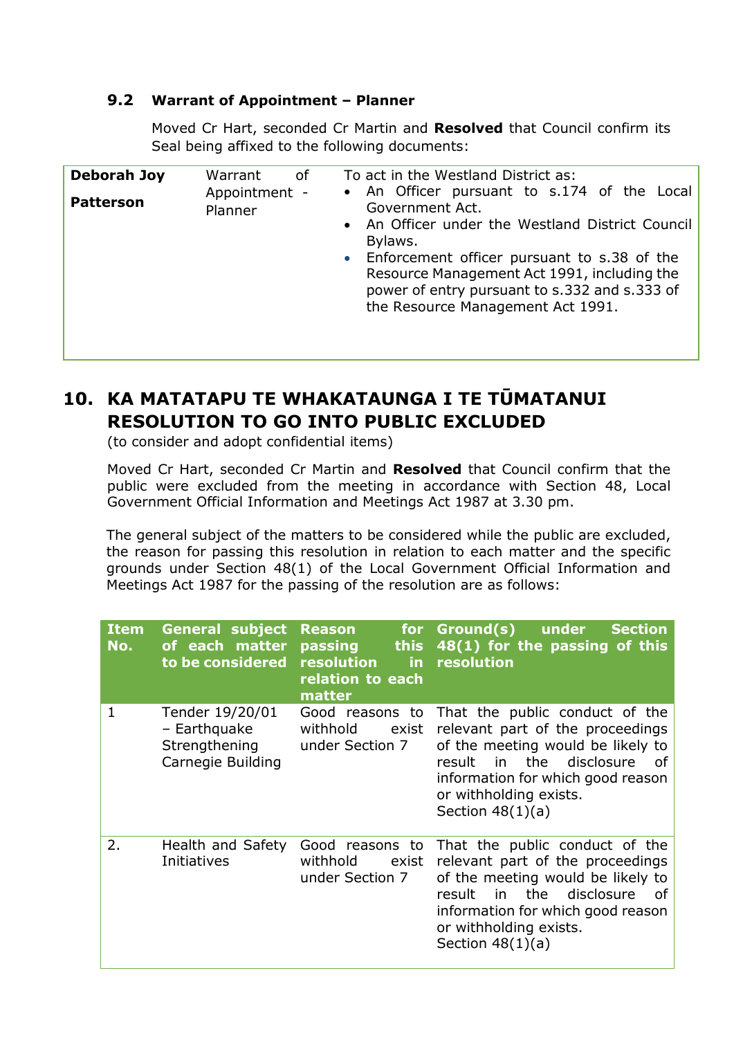### 9.2 Warrant of Appointment – Planner

Moved Cr Hart, seconded Cr Martin and **Resolved** that Council confirm its Seal being affixed to the following documents:

| | | |
|---|---|---|
| **Deborah Joy Patterson** | Warrant of Appointment - Planner | To act in the Westland District as:<br>• An Officer pursuant to s.174 of the Local Government Act.<br>• An Officer under the Westland District Council Bylaws.<br>• Enforcement officer pursuant to s.38 of the Resource Management Act 1991, including the power of entry pursuant to s.332 and s.333 of the Resource Management Act 1991. |

## 10. KA MATATAPU TE WHAKATAUNGA I TE TŪMATANUI RESOLUTION TO GO INTO PUBLIC EXCLUDED

(to consider and adopt confidential items)

Moved Cr Hart, seconded Cr Martin and **Resolved** that Council confirm that the public were excluded from the meeting in accordance with Section 48, Local Government Official Information and Meetings Act 1987 at 3.30 pm.

The general subject of the matters to be considered while the public are excluded, the reason for passing this resolution in relation to each matter and the specific grounds under Section 48(1) of the Local Government Official Information and Meetings Act 1987 for the passing of the resolution are as follows:

| Item No. | General subject of each matter to be considered | Reason for passing this resolution in relation to each matter | Ground(s) under Section 48(1) for the passing of this resolution |
|---|---|---|---|
| 1 | Tender 19/20/01 – Earthquake Strengthening Carnegie Building | Good reasons to withhold exist under Section 7 | That the public conduct of the relevant part of the proceedings of the meeting would be likely to result in the disclosure of information for which good reason or withholding exists.<br>Section 48(1)(a) |
| 2. | Health and Safety Initiatives | Good reasons to withhold exist under Section 7 | That the public conduct of the relevant part of the proceedings of the meeting would be likely to result in the disclosure of information for which good reason or withholding exists.<br>Section 48(1)(a) |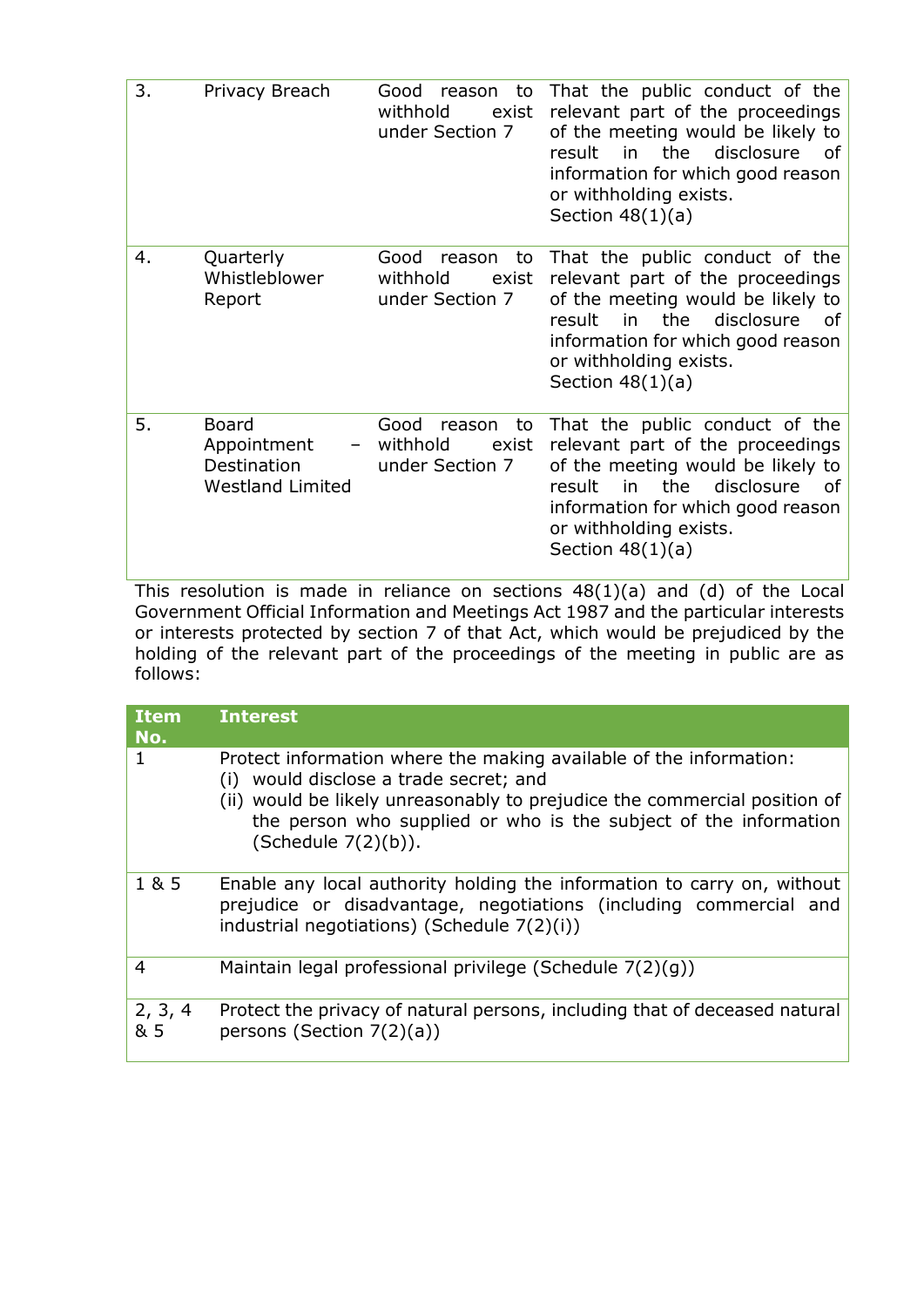| | | | |
|---|---|---|---|
| 3. | Privacy Breach | Good reason to withhold exist under Section 7 | That the public conduct of the relevant part of the proceedings of the meeting would be likely to result in the disclosure of information for which good reason or withholding exists.<br>Section 48(1)(a) |
| 4. | Quarterly Whistleblower Report | Good reason to withhold exist under Section 7 | That the public conduct of the relevant part of the proceedings of the meeting would be likely to result in the disclosure of information for which good reason or withholding exists.<br>Section 48(1)(a) |
| 5. | Board Appointment – Destination Westland Limited | Good reason to withhold exist under Section 7 | That the public conduct of the relevant part of the proceedings of the meeting would be likely to result in the disclosure of information for which good reason or withholding exists.<br>Section 48(1)(a) |

This resolution is made in reliance on sections 48(1)(a) and (d) of the Local Government Official Information and Meetings Act 1987 and the particular interests or interests protected by section 7 of that Act, which would be prejudiced by the holding of the relevant part of the proceedings of the meeting in public are as follows:

| Item No. | Interest |
|---|---|
| 1 | Protect information where the making available of the information:<br>(i) would disclose a trade secret; and<br>(ii) would be likely unreasonably to prejudice the commercial position of the person who supplied or who is the subject of the information (Schedule 7(2)(b)). |
| 1 & 5 | Enable any local authority holding the information to carry on, without prejudice or disadvantage, negotiations (including commercial and industrial negotiations) (Schedule 7(2)(i)) |
| 4 | Maintain legal professional privilege (Schedule 7(2)(g)) |
| 2, 3, 4 & 5 | Protect the privacy of natural persons, including that of deceased natural persons (Section 7(2)(a)) |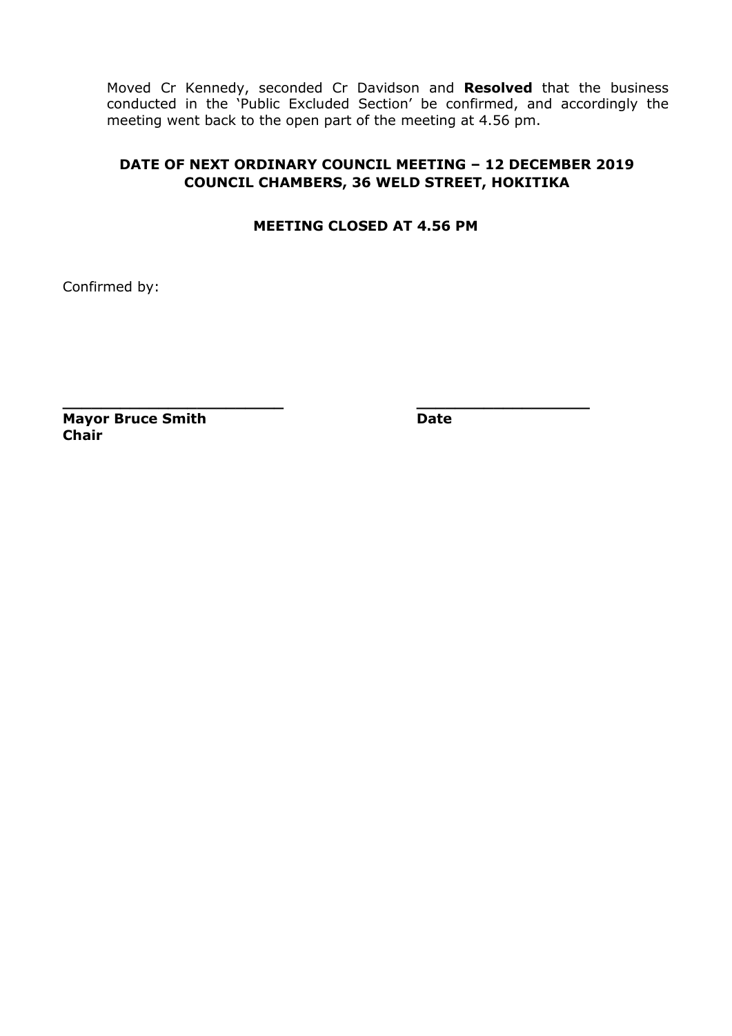Moved Cr Kennedy, seconded Cr Davidson and **Resolved** that the business conducted in the 'Public Excluded Section' be confirmed, and accordingly the meeting went back to the open part of the meeting at 4.56 pm.

**DATE OF NEXT ORDINARY COUNCIL MEETING – 12 DECEMBER 2019**
**COUNCIL CHAMBERS, 36 WELD STREET, HOKITIKA**

**MEETING CLOSED AT 4.56 PM**

Confirmed by:

**______________________** **__________________**
**Mayor Bruce Smith** **Date**
**Chair**